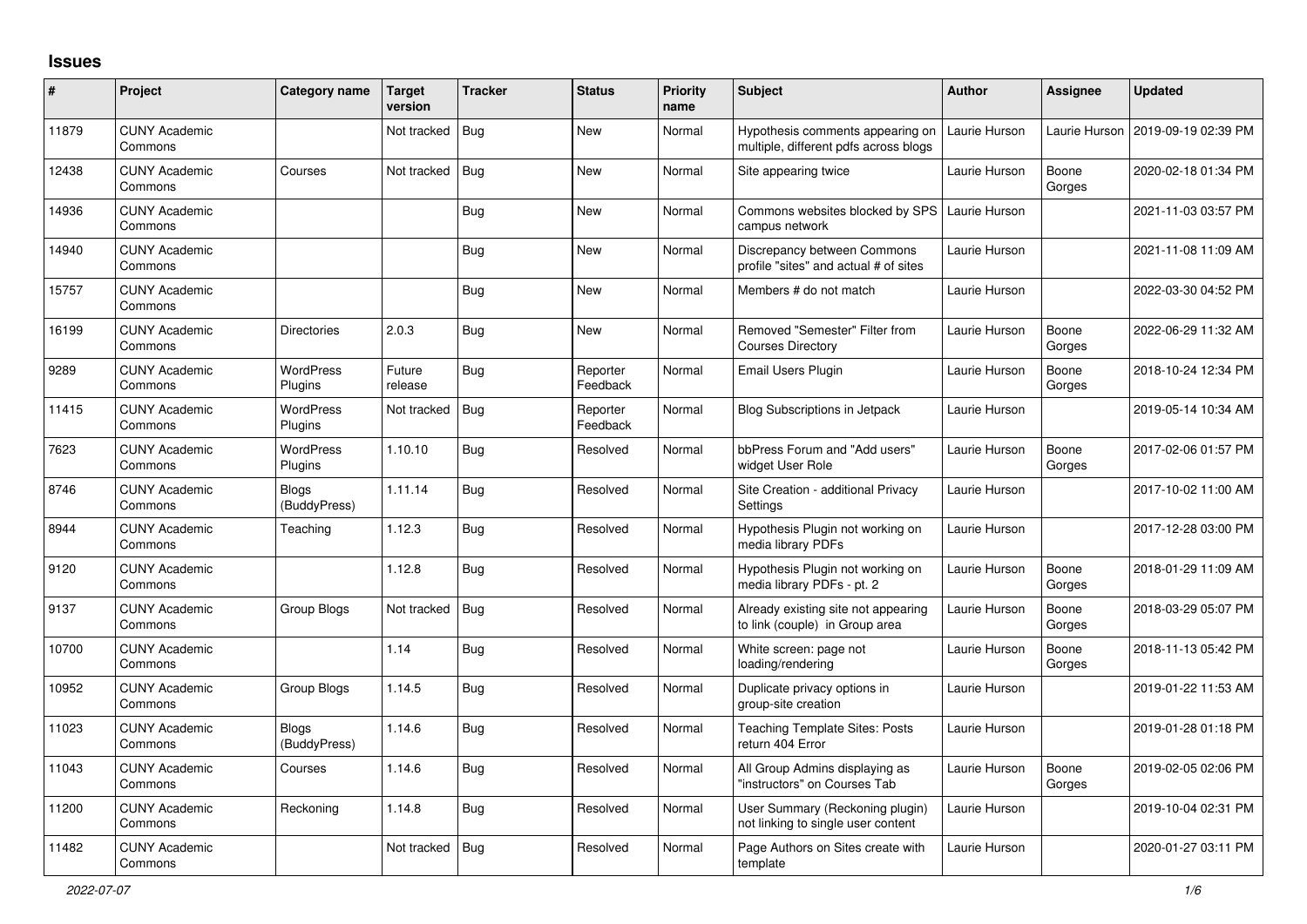# Issues

| # | Project | Category name | Target version | Tracker | Status | Priority name | Subject | Author | Assignee | Updated |
|---|---|---|---|---|---|---|---|---|---|---|
| 11879 | CUNY Academic Commons | | Not tracked | Bug | New | Normal | Hypothesis comments appearing on multiple, different pdfs across blogs | Laurie Hurson | Laurie Hurson | 2019-09-19 02:39 PM |
| 12438 | CUNY Academic Commons | Courses | Not tracked | Bug | New | Normal | Site appearing twice | Laurie Hurson | Boone Gorges | 2020-02-18 01:34 PM |
| 14936 | CUNY Academic Commons | | | Bug | New | Normal | Commons websites blocked by SPS campus network | Laurie Hurson | | 2021-11-03 03:57 PM |
| 14940 | CUNY Academic Commons | | | Bug | New | Normal | Discrepancy between Commons profile "sites" and actual # of sites | Laurie Hurson | | 2021-11-08 11:09 AM |
| 15757 | CUNY Academic Commons | | | Bug | New | Normal | Members # do not match | Laurie Hurson | | 2022-03-30 04:52 PM |
| 16199 | CUNY Academic Commons | Directories | 2.0.3 | Bug | New | Normal | Removed "Semester" Filter from Courses Directory | Laurie Hurson | Boone Gorges | 2022-06-29 11:32 AM |
| 9289 | CUNY Academic Commons | WordPress Plugins | Future release | Bug | Reporter Feedback | Normal | Email Users Plugin | Laurie Hurson | Boone Gorges | 2018-10-24 12:34 PM |
| 11415 | CUNY Academic Commons | WordPress Plugins | Not tracked | Bug | Reporter Feedback | Normal | Blog Subscriptions in Jetpack | Laurie Hurson | | 2019-05-14 10:34 AM |
| 7623 | CUNY Academic Commons | WordPress Plugins | 1.10.10 | Bug | Resolved | Normal | bbPress Forum and "Add users" widget User Role | Laurie Hurson | Boone Gorges | 2017-02-06 01:57 PM |
| 8746 | CUNY Academic Commons | Blogs (BuddyPress) | 1.11.14 | Bug | Resolved | Normal | Site Creation - additional Privacy Settings | Laurie Hurson | | 2017-10-02 11:00 AM |
| 8944 | CUNY Academic Commons | Teaching | 1.12.3 | Bug | Resolved | Normal | Hypothesis Plugin not working on media library PDFs | Laurie Hurson | | 2017-12-28 03:00 PM |
| 9120 | CUNY Academic Commons | | 1.12.8 | Bug | Resolved | Normal | Hypothesis Plugin not working on media library PDFs - pt. 2 | Laurie Hurson | Boone Gorges | 2018-01-29 11:09 AM |
| 9137 | CUNY Academic Commons | Group Blogs | Not tracked | Bug | Resolved | Normal | Already existing site not appearing to link (couple) in Group area | Laurie Hurson | Boone Gorges | 2018-03-29 05:07 PM |
| 10700 | CUNY Academic Commons | | 1.14 | Bug | Resolved | Normal | White screen: page not loading/rendering | Laurie Hurson | Boone Gorges | 2018-11-13 05:42 PM |
| 10952 | CUNY Academic Commons | Group Blogs | 1.14.5 | Bug | Resolved | Normal | Duplicate privacy options in group-site creation | Laurie Hurson | | 2019-01-22 11:53 AM |
| 11023 | CUNY Academic Commons | Blogs (BuddyPress) | 1.14.6 | Bug | Resolved | Normal | Teaching Template Sites: Posts return 404 Error | Laurie Hurson | | 2019-01-28 01:18 PM |
| 11043 | CUNY Academic Commons | Courses | 1.14.6 | Bug | Resolved | Normal | All Group Admins displaying as "instructors" on Courses Tab | Laurie Hurson | Boone Gorges | 2019-02-05 02:06 PM |
| 11200 | CUNY Academic Commons | Reckoning | 1.14.8 | Bug | Resolved | Normal | User Summary (Reckoning plugin) not linking to single user content | Laurie Hurson | | 2019-10-04 02:31 PM |
| 11482 | CUNY Academic Commons | | Not tracked | Bug | Resolved | Normal | Page Authors on Sites create with template | Laurie Hurson | | 2020-01-27 03:11 PM |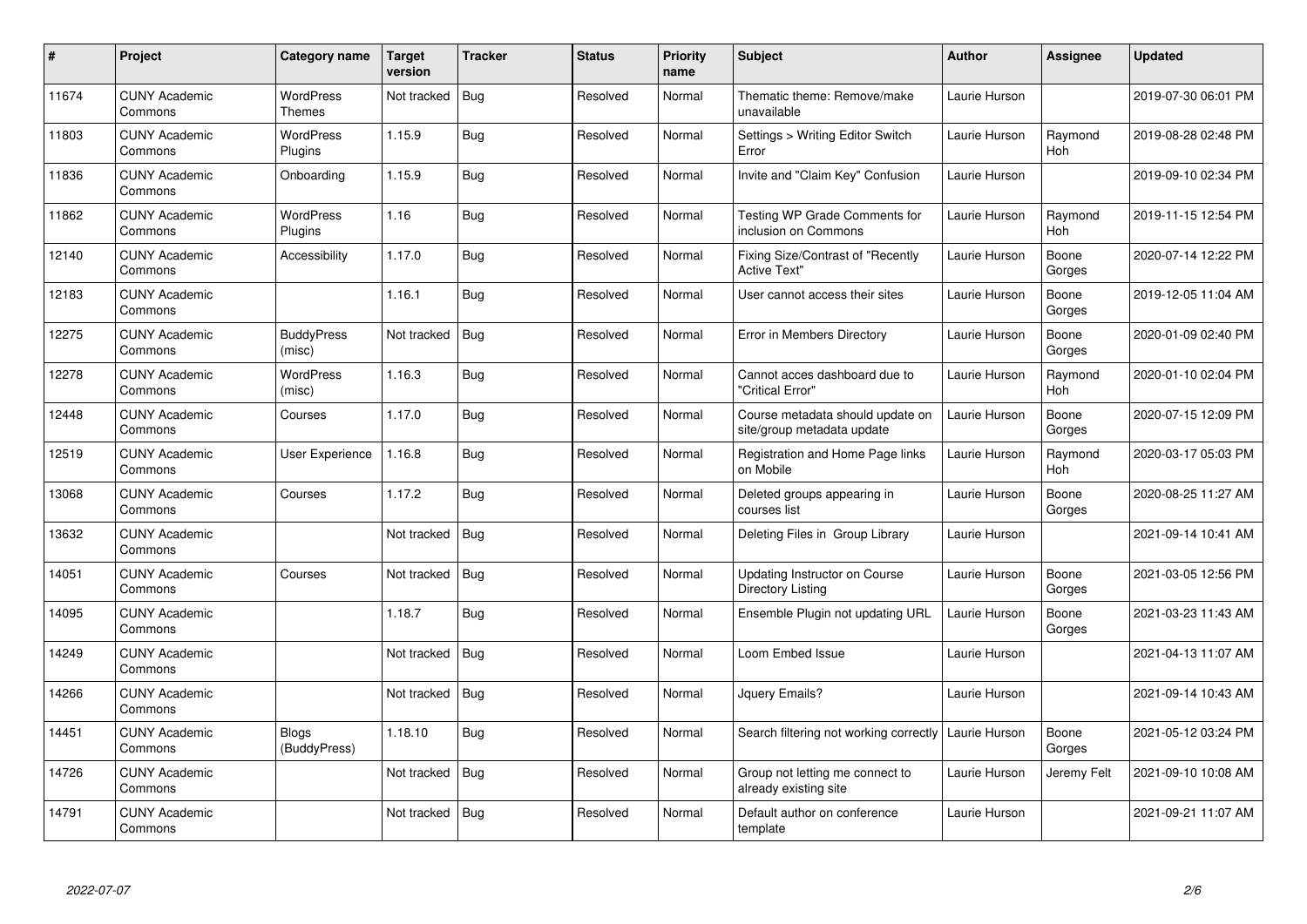| # | Project | Category name | Target version | Tracker | Status | Priority name | Subject | Author | Assignee | Updated |
|---|---|---|---|---|---|---|---|---|---|---|
| 11674 | CUNY Academic Commons | WordPress Themes | Not tracked | Bug | Resolved | Normal | Thematic theme: Remove/make unavailable | Laurie Hurson | | 2019-07-30 06:01 PM |
| 11803 | CUNY Academic Commons | WordPress Plugins | 1.15.9 | Bug | Resolved | Normal | Settings > Writing Editor Switch Error | Laurie Hurson | Raymond Hoh | 2019-08-28 02:48 PM |
| 11836 | CUNY Academic Commons | Onboarding | 1.15.9 | Bug | Resolved | Normal | Invite and "Claim Key" Confusion | Laurie Hurson | | 2019-09-10 02:34 PM |
| 11862 | CUNY Academic Commons | WordPress Plugins | 1.16 | Bug | Resolved | Normal | Testing WP Grade Comments for inclusion on Commons | Laurie Hurson | Raymond Hoh | 2019-11-15 12:54 PM |
| 12140 | CUNY Academic Commons | Accessibility | 1.17.0 | Bug | Resolved | Normal | Fixing Size/Contrast of "Recently Active Text" | Laurie Hurson | Boone Gorges | 2020-07-14 12:22 PM |
| 12183 | CUNY Academic Commons | | 1.16.1 | Bug | Resolved | Normal | User cannot access their sites | Laurie Hurson | Boone Gorges | 2019-12-05 11:04 AM |
| 12275 | CUNY Academic Commons | BuddyPress (misc) | Not tracked | Bug | Resolved | Normal | Error in Members Directory | Laurie Hurson | Boone Gorges | 2020-01-09 02:40 PM |
| 12278 | CUNY Academic Commons | WordPress (misc) | 1.16.3 | Bug | Resolved | Normal | Cannot acces dashboard due to "Critical Error" | Laurie Hurson | Raymond Hoh | 2020-01-10 02:04 PM |
| 12448 | CUNY Academic Commons | Courses | 1.17.0 | Bug | Resolved | Normal | Course metadata should update on site/group metadata update | Laurie Hurson | Boone Gorges | 2020-07-15 12:09 PM |
| 12519 | CUNY Academic Commons | User Experience | 1.16.8 | Bug | Resolved | Normal | Registration and Home Page links on Mobile | Laurie Hurson | Raymond Hoh | 2020-03-17 05:03 PM |
| 13068 | CUNY Academic Commons | Courses | 1.17.2 | Bug | Resolved | Normal | Deleted groups appearing in courses list | Laurie Hurson | Boone Gorges | 2020-08-25 11:27 AM |
| 13632 | CUNY Academic Commons | | Not tracked | Bug | Resolved | Normal | Deleting Files in Group Library | Laurie Hurson | | 2021-09-14 10:41 AM |
| 14051 | CUNY Academic Commons | Courses | Not tracked | Bug | Resolved | Normal | Updating Instructor on Course Directory Listing | Laurie Hurson | Boone Gorges | 2021-03-05 12:56 PM |
| 14095 | CUNY Academic Commons | | 1.18.7 | Bug | Resolved | Normal | Ensemble Plugin not updating URL | Laurie Hurson | Boone Gorges | 2021-03-23 11:43 AM |
| 14249 | CUNY Academic Commons | | Not tracked | Bug | Resolved | Normal | Loom Embed Issue | Laurie Hurson | | 2021-04-13 11:07 AM |
| 14266 | CUNY Academic Commons | | Not tracked | Bug | Resolved | Normal | Jquery Emails? | Laurie Hurson | | 2021-09-14 10:43 AM |
| 14451 | CUNY Academic Commons | Blogs (BuddyPress) | 1.18.10 | Bug | Resolved | Normal | Search filtering not working correctly | Laurie Hurson | Boone Gorges | 2021-05-12 03:24 PM |
| 14726 | CUNY Academic Commons | | Not tracked | Bug | Resolved | Normal | Group not letting me connect to already existing site | Laurie Hurson | Jeremy Felt | 2021-09-10 10:08 AM |
| 14791 | CUNY Academic Commons | | Not tracked | Bug | Resolved | Normal | Default author on conference template | Laurie Hurson | | 2021-09-21 11:07 AM |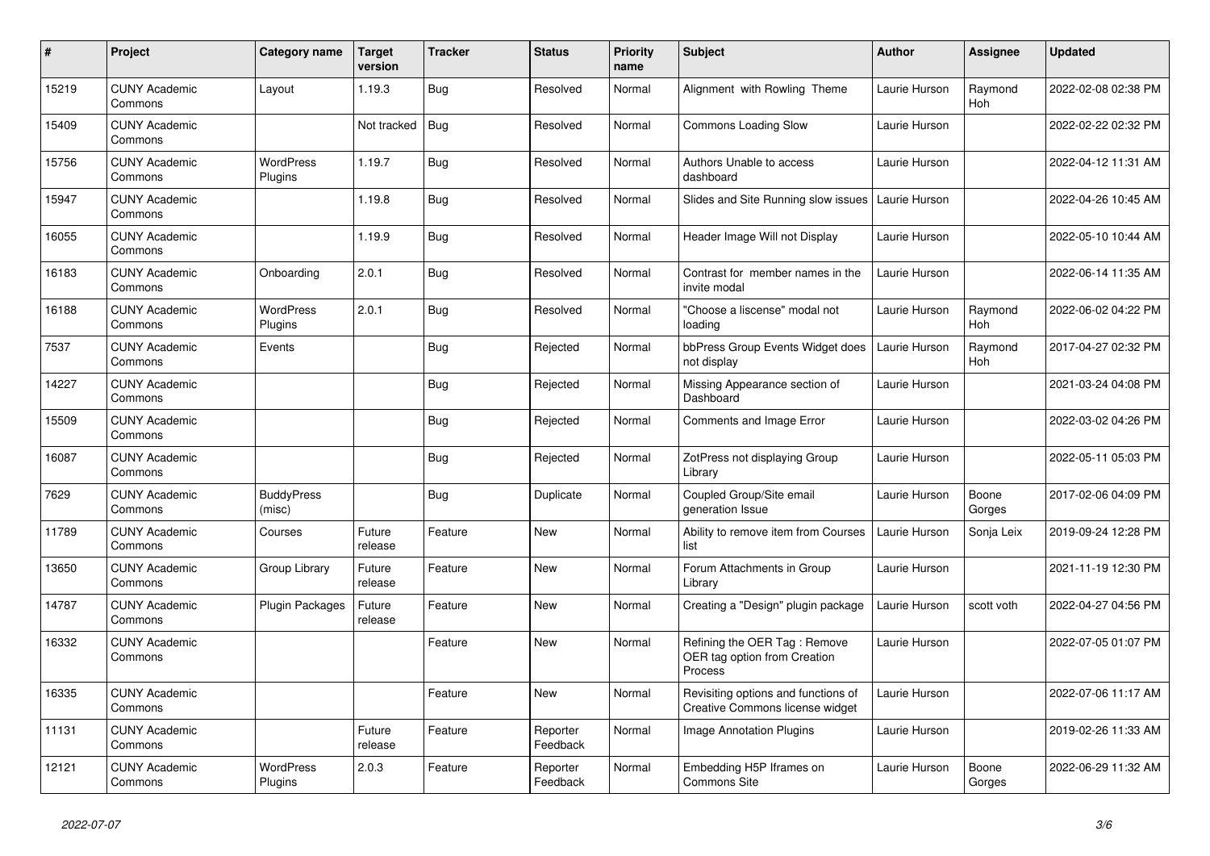| # | Project | Category name | Target version | Tracker | Status | Priority name | Subject | Author | Assignee | Updated |
|---|---|---|---|---|---|---|---|---|---|---|
| 15219 | CUNY Academic Commons | Layout | 1.19.3 | Bug | Resolved | Normal | Alignment with Rowling Theme | Laurie Hurson | Raymond Hoh | 2022-02-08 02:38 PM |
| 15409 | CUNY Academic Commons | | Not tracked | Bug | Resolved | Normal | Commons Loading Slow | Laurie Hurson | | 2022-02-22 02:32 PM |
| 15756 | CUNY Academic Commons | WordPress Plugins | 1.19.7 | Bug | Resolved | Normal | Authors Unable to access dashboard | Laurie Hurson | | 2022-04-12 11:31 AM |
| 15947 | CUNY Academic Commons | | 1.19.8 | Bug | Resolved | Normal | Slides and Site Running slow issues | Laurie Hurson | | 2022-04-26 10:45 AM |
| 16055 | CUNY Academic Commons | | 1.19.9 | Bug | Resolved | Normal | Header Image Will not Display | Laurie Hurson | | 2022-05-10 10:44 AM |
| 16183 | CUNY Academic Commons | Onboarding | 2.0.1 | Bug | Resolved | Normal | Contrast for member names in the invite modal | Laurie Hurson | | 2022-06-14 11:35 AM |
| 16188 | CUNY Academic Commons | WordPress Plugins | 2.0.1 | Bug | Resolved | Normal | "Choose a liscense" modal not loading | Laurie Hurson | Raymond Hoh | 2022-06-02 04:22 PM |
| 7537 | CUNY Academic Commons | Events | | Bug | Rejected | Normal | bbPress Group Events Widget does not display | Laurie Hurson | Raymond Hoh | 2017-04-27 02:32 PM |
| 14227 | CUNY Academic Commons | | | Bug | Rejected | Normal | Missing Appearance section of Dashboard | Laurie Hurson | | 2021-03-24 04:08 PM |
| 15509 | CUNY Academic Commons | | | Bug | Rejected | Normal | Comments and Image Error | Laurie Hurson | | 2022-03-02 04:26 PM |
| 16087 | CUNY Academic Commons | | | Bug | Rejected | Normal | ZotPress not displaying Group Library | Laurie Hurson | | 2022-05-11 05:03 PM |
| 7629 | CUNY Academic Commons | BuddyPress (misc) | | Bug | Duplicate | Normal | Coupled Group/Site email generation Issue | Laurie Hurson | Boone Gorges | 2017-02-06 04:09 PM |
| 11789 | CUNY Academic Commons | Courses | Future release | Feature | New | Normal | Ability to remove item from Courses list | Laurie Hurson | Sonja Leix | 2019-09-24 12:28 PM |
| 13650 | CUNY Academic Commons | Group Library | Future release | Feature | New | Normal | Forum Attachments in Group Library | Laurie Hurson | | 2021-11-19 12:30 PM |
| 14787 | CUNY Academic Commons | Plugin Packages | Future release | Feature | New | Normal | Creating a "Design" plugin package | Laurie Hurson | scott voth | 2022-04-27 04:56 PM |
| 16332 | CUNY Academic Commons | | | Feature | New | Normal | Refining the OER Tag : Remove OER tag option from Creation Process | Laurie Hurson | | 2022-07-05 01:07 PM |
| 16335 | CUNY Academic Commons | | | Feature | New | Normal | Revisiting options and functions of Creative Commons license widget | Laurie Hurson | | 2022-07-06 11:17 AM |
| 11131 | CUNY Academic Commons | | Future release | Feature | Reporter Feedback | Normal | Image Annotation Plugins | Laurie Hurson | | 2019-02-26 11:33 AM |
| 12121 | CUNY Academic Commons | WordPress Plugins | 2.0.3 | Feature | Reporter Feedback | Normal | Embedding H5P Iframes on Commons Site | Laurie Hurson | Boone Gorges | 2022-06-29 11:32 AM |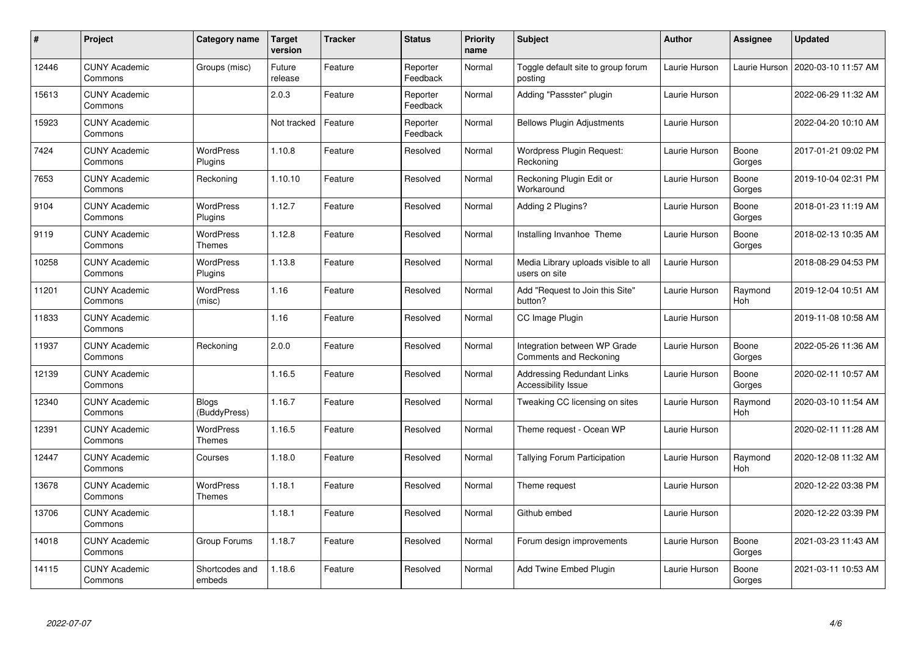| # | Project | Category name | Target version | Tracker | Status | Priority name | Subject | Author | Assignee | Updated |
|---|---|---|---|---|---|---|---|---|---|---|
| 12446 | CUNY Academic Commons | Groups (misc) | Future release | Feature | Reporter Feedback | Normal | Toggle default site to group forum posting | Laurie Hurson | Laurie Hurson | 2020-03-10 11:57 AM |
| 15613 | CUNY Academic Commons | | 2.0.3 | Feature | Reporter Feedback | Normal | Adding "Passster" plugin | Laurie Hurson | | 2022-06-29 11:32 AM |
| 15923 | CUNY Academic Commons | | Not tracked | Feature | Reporter Feedback | Normal | Bellows Plugin Adjustments | Laurie Hurson | | 2022-04-20 10:10 AM |
| 7424 | CUNY Academic Commons | WordPress Plugins | 1.10.8 | Feature | Resolved | Normal | Wordpress Plugin Request: Reckoning | Laurie Hurson | Boone Gorges | 2017-01-21 09:02 PM |
| 7653 | CUNY Academic Commons | Reckoning | 1.10.10 | Feature | Resolved | Normal | Reckoning Plugin Edit or Workaround | Laurie Hurson | Boone Gorges | 2019-10-04 02:31 PM |
| 9104 | CUNY Academic Commons | WordPress Plugins | 1.12.7 | Feature | Resolved | Normal | Adding 2 Plugins? | Laurie Hurson | Boone Gorges | 2018-01-23 11:19 AM |
| 9119 | CUNY Academic Commons | WordPress Themes | 1.12.8 | Feature | Resolved | Normal | Installing Invanhoe Theme | Laurie Hurson | Boone Gorges | 2018-02-13 10:35 AM |
| 10258 | CUNY Academic Commons | WordPress Plugins | 1.13.8 | Feature | Resolved | Normal | Media Library uploads visible to all users on site | Laurie Hurson | | 2018-08-29 04:53 PM |
| 11201 | CUNY Academic Commons | WordPress (misc) | 1.16 | Feature | Resolved | Normal | Add "Request to Join this Site" button? | Laurie Hurson | Raymond Hoh | 2019-12-04 10:51 AM |
| 11833 | CUNY Academic Commons | | 1.16 | Feature | Resolved | Normal | CC Image Plugin | Laurie Hurson | | 2019-11-08 10:58 AM |
| 11937 | CUNY Academic Commons | Reckoning | 2.0.0 | Feature | Resolved | Normal | Integration between WP Grade Comments and Reckoning | Laurie Hurson | Boone Gorges | 2022-05-26 11:36 AM |
| 12139 | CUNY Academic Commons | | 1.16.5 | Feature | Resolved | Normal | Addressing Redundant Links Accessibility Issue | Laurie Hurson | Boone Gorges | 2020-02-11 10:57 AM |
| 12340 | CUNY Academic Commons | Blogs (BuddyPress) | 1.16.7 | Feature | Resolved | Normal | Tweaking CC licensing on sites | Laurie Hurson | Raymond Hoh | 2020-03-10 11:54 AM |
| 12391 | CUNY Academic Commons | WordPress Themes | 1.16.5 | Feature | Resolved | Normal | Theme request - Ocean WP | Laurie Hurson | | 2020-02-11 11:28 AM |
| 12447 | CUNY Academic Commons | Courses | 1.18.0 | Feature | Resolved | Normal | Tallying Forum Participation | Laurie Hurson | Raymond Hoh | 2020-12-08 11:32 AM |
| 13678 | CUNY Academic Commons | WordPress Themes | 1.18.1 | Feature | Resolved | Normal | Theme request | Laurie Hurson | | 2020-12-22 03:38 PM |
| 13706 | CUNY Academic Commons | | 1.18.1 | Feature | Resolved | Normal | Github embed | Laurie Hurson | | 2020-12-22 03:39 PM |
| 14018 | CUNY Academic Commons | Group Forums | 1.18.7 | Feature | Resolved | Normal | Forum design improvements | Laurie Hurson | Boone Gorges | 2021-03-23 11:43 AM |
| 14115 | CUNY Academic Commons | Shortcodes and embeds | 1.18.6 | Feature | Resolved | Normal | Add Twine Embed Plugin | Laurie Hurson | Boone Gorges | 2021-03-11 10:53 AM |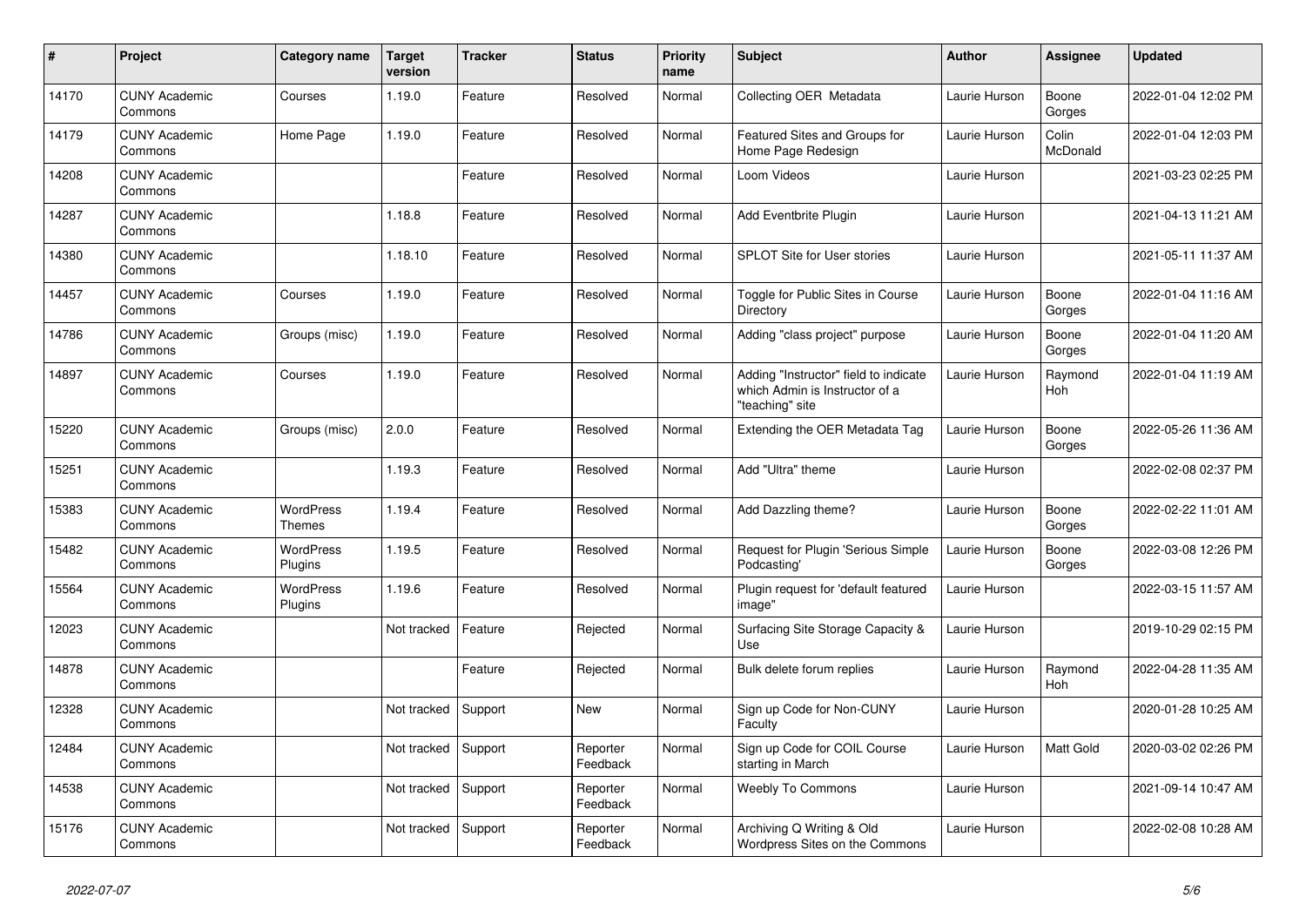| # | Project | Category name | Target version | Tracker | Status | Priority name | Subject | Author | Assignee | Updated |
|---|---|---|---|---|---|---|---|---|---|---|
| 14170 | CUNY Academic Commons | Courses | 1.19.0 | Feature | Resolved | Normal | Collecting OER Metadata | Laurie Hurson | Boone Gorges | 2022-01-04 12:02 PM |
| 14179 | CUNY Academic Commons | Home Page | 1.19.0 | Feature | Resolved | Normal | Featured Sites and Groups for Home Page Redesign | Laurie Hurson | Colin McDonald | 2022-01-04 12:03 PM |
| 14208 | CUNY Academic Commons | | | Feature | Resolved | Normal | Loom Videos | Laurie Hurson | | 2021-03-23 02:25 PM |
| 14287 | CUNY Academic Commons | | 1.18.8 | Feature | Resolved | Normal | Add Eventbrite Plugin | Laurie Hurson | | 2021-04-13 11:21 AM |
| 14380 | CUNY Academic Commons | | 1.18.10 | Feature | Resolved | Normal | SPLOT Site for User stories | Laurie Hurson | | 2021-05-11 11:37 AM |
| 14457 | CUNY Academic Commons | Courses | 1.19.0 | Feature | Resolved | Normal | Toggle for Public Sites in Course Directory | Laurie Hurson | Boone Gorges | 2022-01-04 11:16 AM |
| 14786 | CUNY Academic Commons | Groups (misc) | 1.19.0 | Feature | Resolved | Normal | Adding "class project" purpose | Laurie Hurson | Boone Gorges | 2022-01-04 11:20 AM |
| 14897 | CUNY Academic Commons | Courses | 1.19.0 | Feature | Resolved | Normal | Adding "Instructor" field to indicate which Admin is Instructor of a "teaching" site | Laurie Hurson | Raymond Hoh | 2022-01-04 11:19 AM |
| 15220 | CUNY Academic Commons | Groups (misc) | 2.0.0 | Feature | Resolved | Normal | Extending the OER Metadata Tag | Laurie Hurson | Boone Gorges | 2022-05-26 11:36 AM |
| 15251 | CUNY Academic Commons | | 1.19.3 | Feature | Resolved | Normal | Add "Ultra" theme | Laurie Hurson | | 2022-02-08 02:37 PM |
| 15383 | CUNY Academic Commons | WordPress Themes | 1.19.4 | Feature | Resolved | Normal | Add Dazzling theme? | Laurie Hurson | Boone Gorges | 2022-02-22 11:01 AM |
| 15482 | CUNY Academic Commons | WordPress Plugins | 1.19.5 | Feature | Resolved | Normal | Request for Plugin 'Serious Simple Podcasting' | Laurie Hurson | Boone Gorges | 2022-03-08 12:26 PM |
| 15564 | CUNY Academic Commons | WordPress Plugins | 1.19.6 | Feature | Resolved | Normal | Plugin request for 'default featured image" | Laurie Hurson | | 2022-03-15 11:57 AM |
| 12023 | CUNY Academic Commons | | Not tracked | Feature | Rejected | Normal | Surfacing Site Storage Capacity & Use | Laurie Hurson | | 2019-10-29 02:15 PM |
| 14878 | CUNY Academic Commons | | | Feature | Rejected | Normal | Bulk delete forum replies | Laurie Hurson | Raymond Hoh | 2022-04-28 11:35 AM |
| 12328 | CUNY Academic Commons | | Not tracked | Support | New | Normal | Sign up Code for Non-CUNY Faculty | Laurie Hurson | | 2020-01-28 10:25 AM |
| 12484 | CUNY Academic Commons | | Not tracked | Support | Reporter Feedback | Normal | Sign up Code for COIL Course starting in March | Laurie Hurson | Matt Gold | 2020-03-02 02:26 PM |
| 14538 | CUNY Academic Commons | | Not tracked | Support | Reporter Feedback | Normal | Weebly To Commons | Laurie Hurson | | 2021-09-14 10:47 AM |
| 15176 | CUNY Academic Commons | | Not tracked | Support | Reporter Feedback | Normal | Archiving Q Writing & Old Wordpress Sites on the Commons | Laurie Hurson | | 2022-02-08 10:28 AM |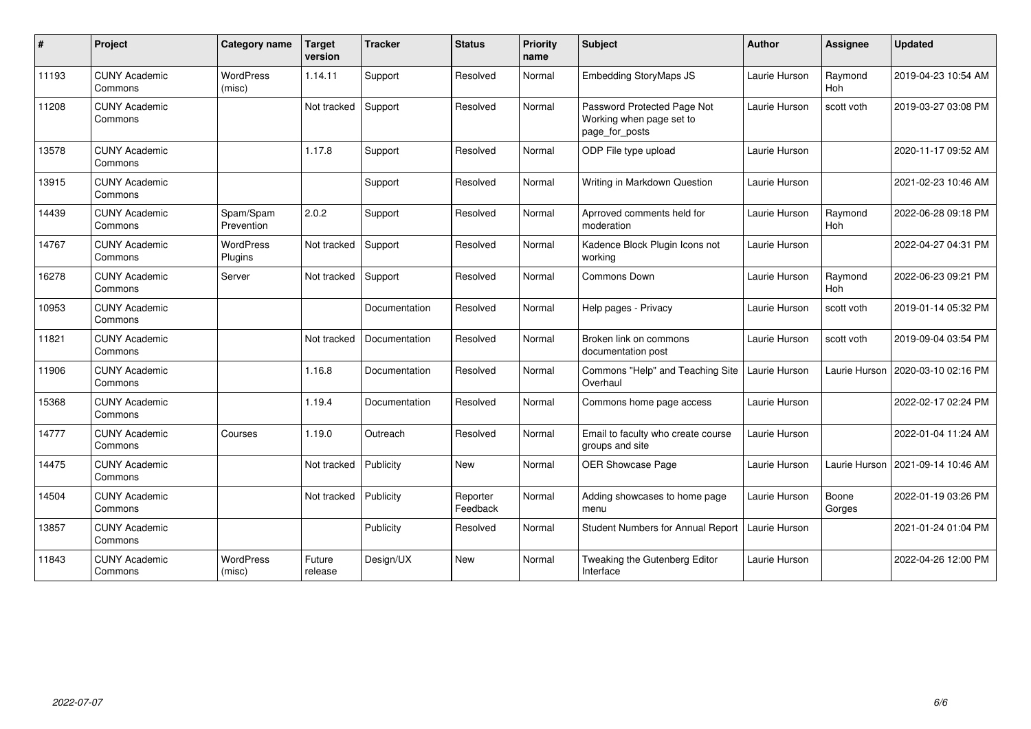| # | Project | Category name | Target version | Tracker | Status | Priority name | Subject | Author | Assignee | Updated |
|---|---|---|---|---|---|---|---|---|---|---|
| 11193 | CUNY Academic Commons | WordPress (misc) | 1.14.11 | Support | Resolved | Normal | Embedding StoryMaps JS | Laurie Hurson | Raymond Hoh | 2019-04-23 10:54 AM |
| 11208 | CUNY Academic Commons | | Not tracked | Support | Resolved | Normal | Password Protected Page Not Working when page set to page_for_posts | Laurie Hurson | scott voth | 2019-03-27 03:08 PM |
| 13578 | CUNY Academic Commons | | 1.17.8 | Support | Resolved | Normal | ODP File type upload | Laurie Hurson | | 2020-11-17 09:52 AM |
| 13915 | CUNY Academic Commons | | | Support | Resolved | Normal | Writing in Markdown Question | Laurie Hurson | | 2021-02-23 10:46 AM |
| 14439 | CUNY Academic Commons | Spam/Spam Prevention | 2.0.2 | Support | Resolved | Normal | Aprroved comments held for moderation | Laurie Hurson | Raymond Hoh | 2022-06-28 09:18 PM |
| 14767 | CUNY Academic Commons | WordPress Plugins | Not tracked | Support | Resolved | Normal | Kadence Block Plugin Icons not working | Laurie Hurson | | 2022-04-27 04:31 PM |
| 16278 | CUNY Academic Commons | Server | Not tracked | Support | Resolved | Normal | Commons Down | Laurie Hurson | Raymond Hoh | 2022-06-23 09:21 PM |
| 10953 | CUNY Academic Commons | | | Documentation | Resolved | Normal | Help pages - Privacy | Laurie Hurson | scott voth | 2019-01-14 05:32 PM |
| 11821 | CUNY Academic Commons | | Not tracked | Documentation | Resolved | Normal | Broken link on commons documentation post | Laurie Hurson | scott voth | 2019-09-04 03:54 PM |
| 11906 | CUNY Academic Commons | | 1.16.8 | Documentation | Resolved | Normal | Commons "Help" and Teaching Site Overhaul | Laurie Hurson | Laurie Hurson | 2020-03-10 02:16 PM |
| 15368 | CUNY Academic Commons | | 1.19.4 | Documentation | Resolved | Normal | Commons home page access | Laurie Hurson | | 2022-02-17 02:24 PM |
| 14777 | CUNY Academic Commons | Courses | 1.19.0 | Outreach | Resolved | Normal | Email to faculty who create course groups and site | Laurie Hurson | | 2022-01-04 11:24 AM |
| 14475 | CUNY Academic Commons | | Not tracked | Publicity | New | Normal | OER Showcase Page | Laurie Hurson | Laurie Hurson | 2021-09-14 10:46 AM |
| 14504 | CUNY Academic Commons | | Not tracked | Publicity | Reporter Feedback | Normal | Adding showcases to home page menu | Laurie Hurson | Boone Gorges | 2022-01-19 03:26 PM |
| 13857 | CUNY Academic Commons | | | Publicity | Resolved | Normal | Student Numbers for Annual Report | Laurie Hurson | | 2021-01-24 01:04 PM |
| 11843 | CUNY Academic Commons | WordPress (misc) | Future release | Design/UX | New | Normal | Tweaking the Gutenberg Editor Interface | Laurie Hurson | | 2022-04-26 12:00 PM |